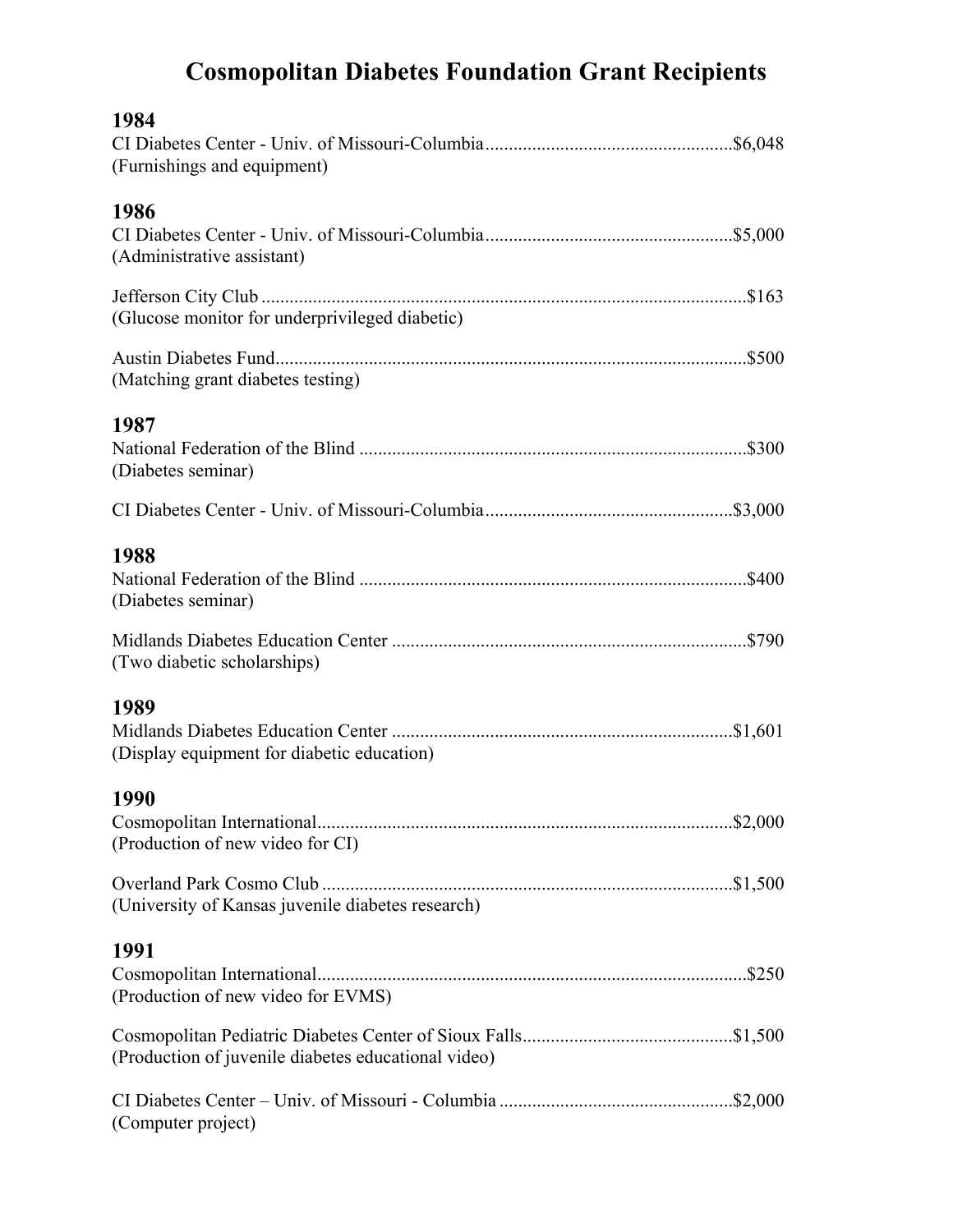# Cosmopolitan Diabetes Foundation Grant Recipients

## 1984

CI Diabetes Center - Univ. of Missouri-Columbia....................................................$6,048
(Furnishings and equipment)

## 1986

CI Diabetes Center - Univ. of Missouri-Columbia....................................................$5,000
(Administrative assistant)

Jefferson City Club ......................................................................................................$163
(Glucose monitor for underprivileged diabetic)

Austin Diabetes Fund...................................................................................................$500
(Matching grant diabetes testing)

## 1987

National Federation of the Blind .................................................................................$300
(Diabetes seminar)

CI Diabetes Center - Univ. of Missouri-Columbia....................................................$3,000

## 1988

National Federation of the Blind .................................................................................$400
(Diabetes seminar)

Midlands Diabetes Education Center ..........................................................................$790
(Two diabetic scholarships)

## 1989

Midlands Diabetes Education Center ........................................................................$1,601
(Display equipment for diabetic education)

## 1990

Cosmopolitan International.......................................................................................$2,000
(Production of new video for CI)

Overland Park Cosmo Club ......................................................................................$1,500
(University of Kansas juvenile diabetes research)

## 1991

Cosmopolitan International..........................................................................................$250
(Production of new video for EVMS)

Cosmopolitan Pediatric Diabetes Center of Sioux Falls............................................$1,500
(Production of juvenile diabetes educational video)

CI Diabetes Center – Univ. of Missouri - Columbia .................................................$2,000
(Computer project)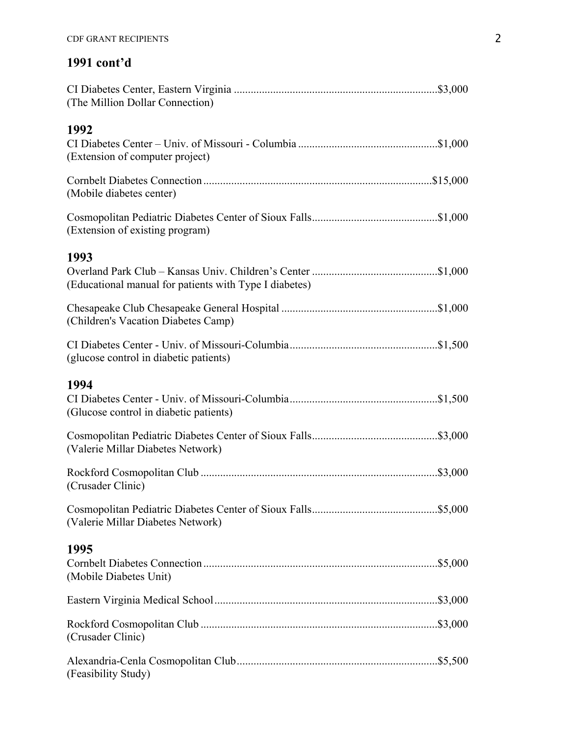## 1991 cont'd

CI Diabetes Center, Eastern Virginia ........................................................................$3,000
(The Million Dollar Connection)

## 1992

CI Diabetes Center – Univ. of Missouri - Columbia .................................................$1,000
(Extension of computer project)

Cornbelt Diabetes Connection .................................................................................$15,000
(Mobile diabetes center)

Cosmopolitan Pediatric Diabetes Center of Sioux Falls............................................$1,000
(Extension of existing program)

## 1993

Overland Park Club – Kansas Univ. Children's Center ............................................$1,000
(Educational manual for patients with Type I diabetes)

Chesapeake Club Chesapeake General Hospital .......................................................$1,000
(Children's Vacation Diabetes Camp)

CI Diabetes Center - Univ. of Missouri-Columbia....................................................$1,500
(glucose control in diabetic patients)

## 1994

CI Diabetes Center - Univ. of Missouri-Columbia....................................................$1,500
(Glucose control in diabetic patients)

Cosmopolitan Pediatric Diabetes Center of Sioux Falls............................................$3,000
(Valerie Millar Diabetes Network)

Rockford Cosmopolitan Club ...................................................................................$3,000
(Crusader Clinic)

Cosmopolitan Pediatric Diabetes Center of Sioux Falls............................................$5,000
(Valerie Millar Diabetes Network)

## 1995

Cornbelt Diabetes Connection ..................................................................................$5,000
(Mobile Diabetes Unit)

Eastern Virginia Medical School...............................................................................$3,000

Rockford Cosmopolitan Club ...................................................................................$3,000
(Crusader Clinic)

Alexandria-Cenla Cosmopolitan Club.......................................................................$5,500
(Feasibility Study)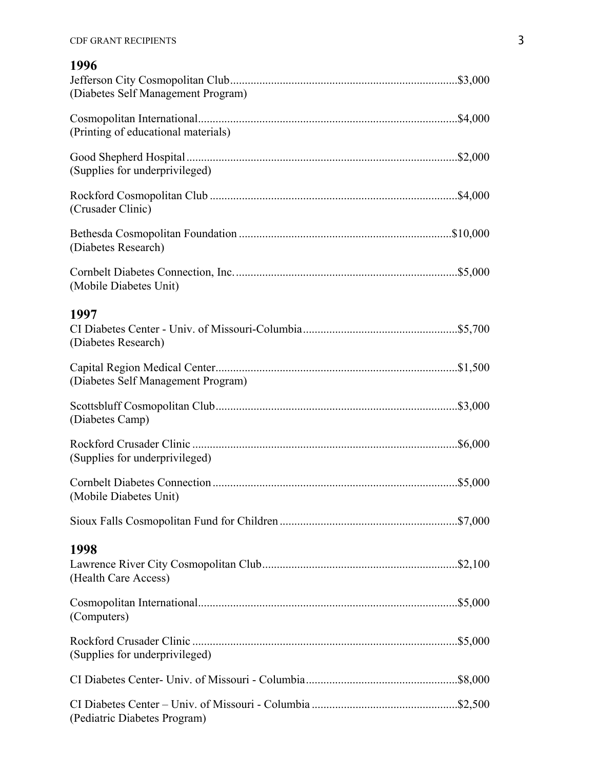## 1996

Jefferson City Cosmopolitan Club.....$3,000
(Diabetes Self Management Program)

Cosmopolitan International.....$4,000
(Printing of educational materials)

Good Shepherd Hospital.....$2,000
(Supplies for underprivileged)

Rockford Cosmopolitan Club.....$4,000
(Crusader Clinic)

Bethesda Cosmopolitan Foundation.....$10,000
(Diabetes Research)

Cornbelt Diabetes Connection, Inc......$5,000
(Mobile Diabetes Unit)

## 1997

CI Diabetes Center - Univ. of Missouri-Columbia.....$5,700
(Diabetes Research)

Capital Region Medical Center.....$1,500
(Diabetes Self Management Program)

Scottsbluff Cosmopolitan Club.....$3,000
(Diabetes Camp)

Rockford Crusader Clinic.....$6,000
(Supplies for underprivileged)

Cornbelt Diabetes Connection.....$5,000
(Mobile Diabetes Unit)

Sioux Falls Cosmopolitan Fund for Children.....$7,000

## 1998

Lawrence River City Cosmopolitan Club.....$2,100
(Health Care Access)

Cosmopolitan International.....$5,000
(Computers)

Rockford Crusader Clinic.....$5,000
(Supplies for underprivileged)

CI Diabetes Center- Univ. of Missouri - Columbia.....$8,000

CI Diabetes Center – Univ. of Missouri - Columbia.....$2,500
(Pediatric Diabetes Program)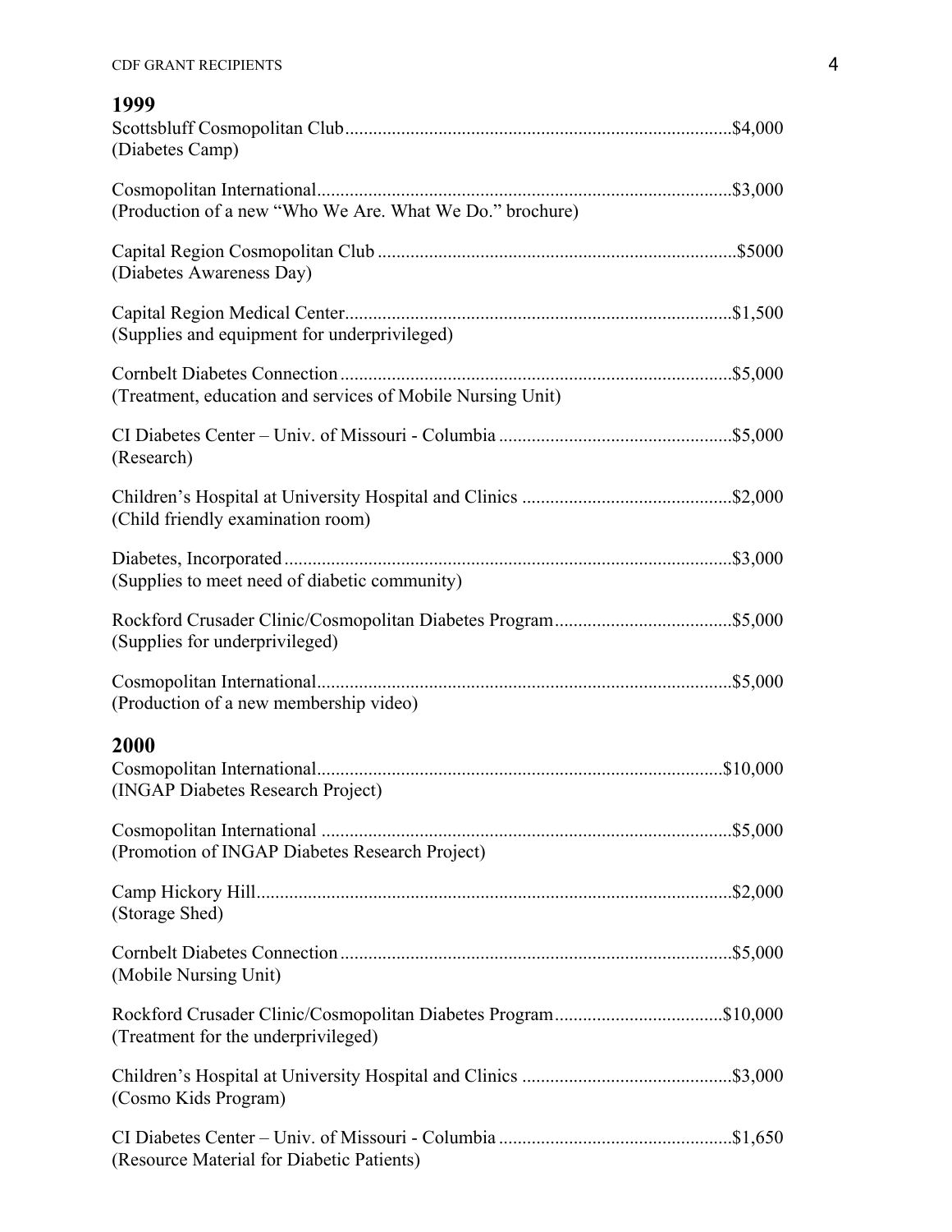## 1999

Scottsbluff Cosmopolitan Club....................................................................................$4,000
(Diabetes Camp)

Cosmopolitan International.........................................................................................$3,000
(Production of a new "Who We Are. What We Do." brochure)

Capital Region Cosmopolitan Club .............................................................................$5000
(Diabetes Awareness Day)

Capital Region Medical Center...................................................................................$1,500
(Supplies and equipment for underprivileged)

Cornbelt Diabetes Connection ....................................................................................$5,000
(Treatment, education and services of Mobile Nursing Unit)

CI Diabetes Center – Univ. of Missouri - Columbia ..................................................$5,000
(Research)

Children's Hospital at University Hospital and Clinics .............................................$2,000
(Child friendly examination room)

Diabetes, Incorporated ................................................................................................$3,000
(Supplies to meet need of diabetic community)

Rockford Crusader Clinic/Cosmopolitan Diabetes Program......................................$5,000
(Supplies for underprivileged)

Cosmopolitan International.........................................................................................$5,000
(Production of a new membership video)

## 2000

Cosmopolitan International.......................................................................................$10,000
(INGAP Diabetes Research Project)

Cosmopolitan International .........................................................................................$5,000
(Promotion of INGAP Diabetes Research Project)

Camp Hickory Hill......................................................................................................$2,000
(Storage Shed)

Cornbelt Diabetes Connection ....................................................................................$5,000
(Mobile Nursing Unit)

Rockford Crusader Clinic/Cosmopolitan Diabetes Program....................................$10,000
(Treatment for the underprivileged)

Children's Hospital at University Hospital and Clinics .............................................$3,000
(Cosmo Kids Program)

CI Diabetes Center – Univ. of Missouri - Columbia ..................................................$1,650
(Resource Material for Diabetic Patients)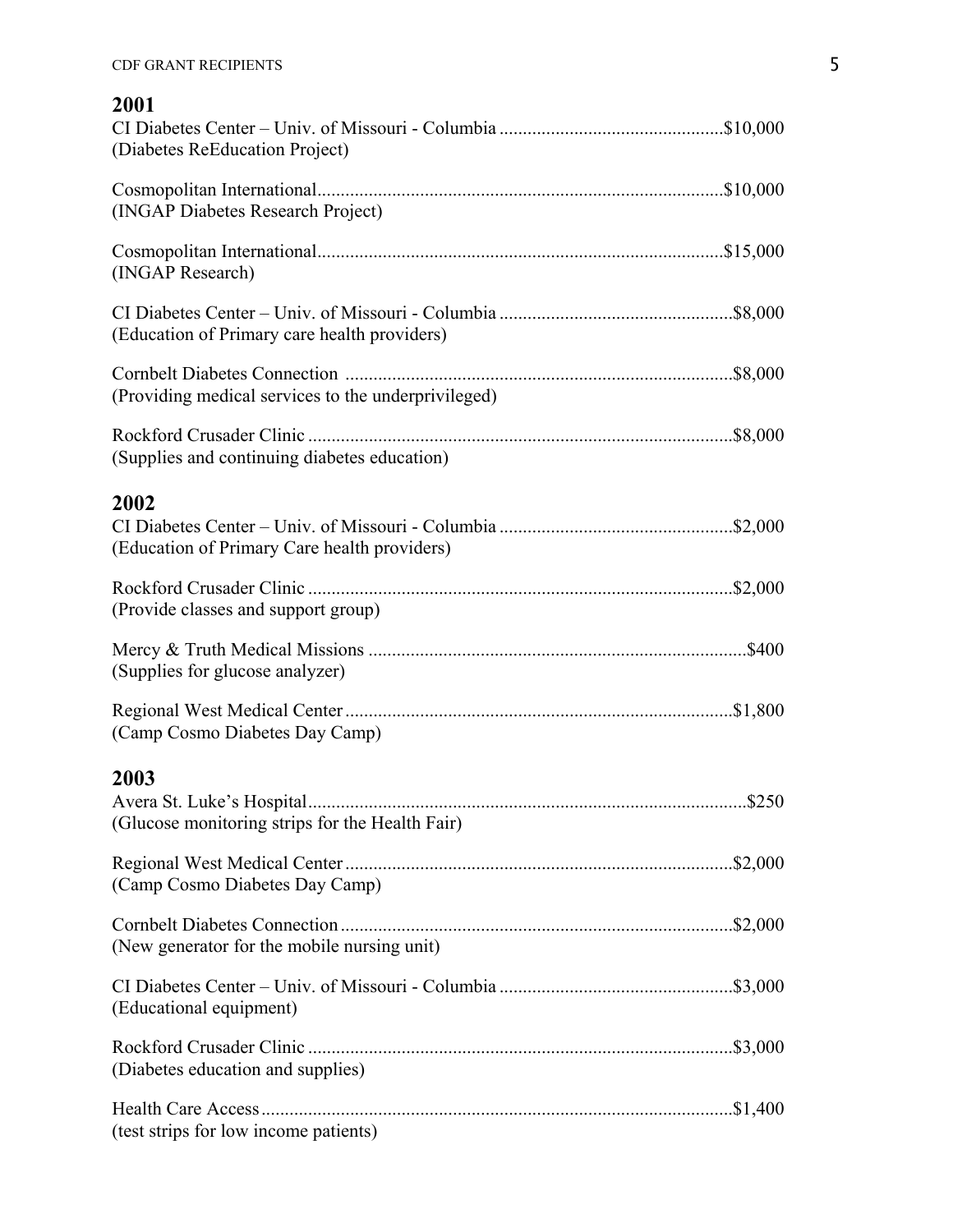## 2001

CI Diabetes Center – Univ. of Missouri - Columbia ................................................$10,000
(Diabetes ReEducation Project)

Cosmopolitan International......................................................................................$10,000
(INGAP Diabetes Research Project)

Cosmopolitan International......................................................................................$15,000
(INGAP Research)

CI Diabetes Center – Univ. of Missouri - Columbia .................................................$8,000
(Education of Primary care health providers)

Cornbelt Diabetes Connection ..................................................................................$8,000
(Providing medical services to the underprivileged)

Rockford Crusader Clinic ..........................................................................................$8,000
(Supplies and continuing diabetes education)

## 2002

CI Diabetes Center – Univ. of Missouri - Columbia .................................................$2,000
(Education of Primary Care health providers)

Rockford Crusader Clinic ..........................................................................................$2,000
(Provide classes and support group)

Mercy & Truth Medical Missions ................................................................................$400
(Supplies for glucose analyzer)

Regional West Medical Center..................................................................................$1,800
(Camp Cosmo Diabetes Day Camp)

## 2003

Avera St. Luke's Hospital............................................................................................$250
(Glucose monitoring strips for the Health Fair)

Regional West Medical Center..................................................................................$2,000
(Camp Cosmo Diabetes Day Camp)

Cornbelt Diabetes Connection...................................................................................$2,000
(New generator for the mobile nursing unit)

CI Diabetes Center – Univ. of Missouri - Columbia .................................................$3,000
(Educational equipment)

Rockford Crusader Clinic ..........................................................................................$3,000
(Diabetes education and supplies)

Health Care Access....................................................................................................$1,400
(test strips for low income patients)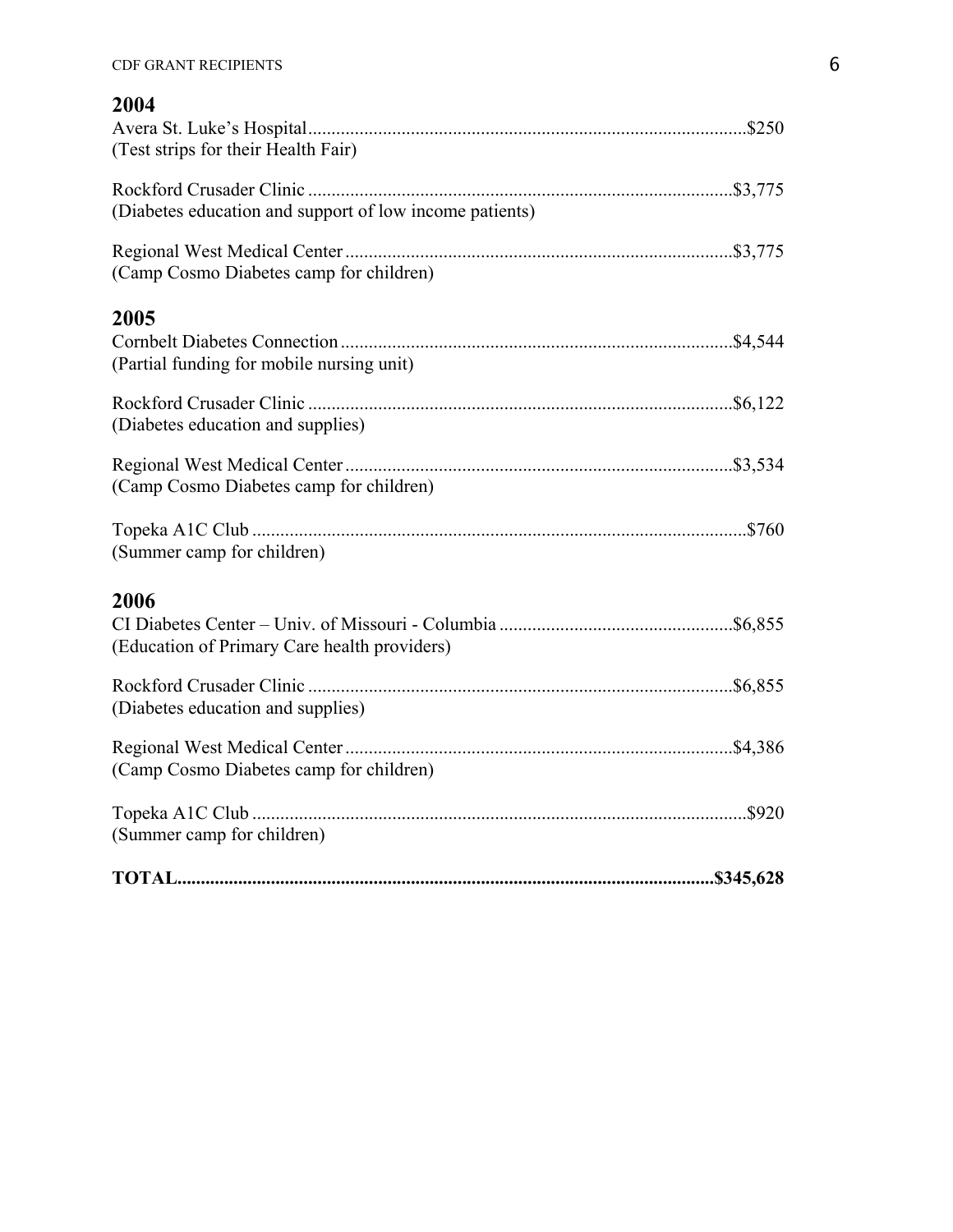## 2004

Avera St. Luke's Hospital............................................................................................$250
(Test strips for their Health Fair)

Rockford Crusader Clinic ..........................................................................................$3,775
(Diabetes education and support of low income patients)

Regional West Medical Center ..................................................................................$3,775
(Camp Cosmo Diabetes camp for children)

## 2005

Cornbelt Diabetes Connection ...................................................................................$4,544
(Partial funding for mobile nursing unit)

Rockford Crusader Clinic ..........................................................................................$6,122
(Diabetes education and supplies)

Regional West Medical Center ..................................................................................$3,534
(Camp Cosmo Diabetes camp for children)

Topeka A1C Club ........................................................................................................$760
(Summer camp for children)

## 2006

CI Diabetes Center – Univ. of Missouri - Columbia .................................................$6,855
(Education of Primary Care health providers)

Rockford Crusader Clinic ..........................................................................................$6,855
(Diabetes education and supplies)

Regional West Medical Center ..................................................................................$4,386
(Camp Cosmo Diabetes camp for children)

Topeka A1C Club ........................................................................................................$920
(Summer camp for children)

**TOTAL..................................................................................................................$345,628**